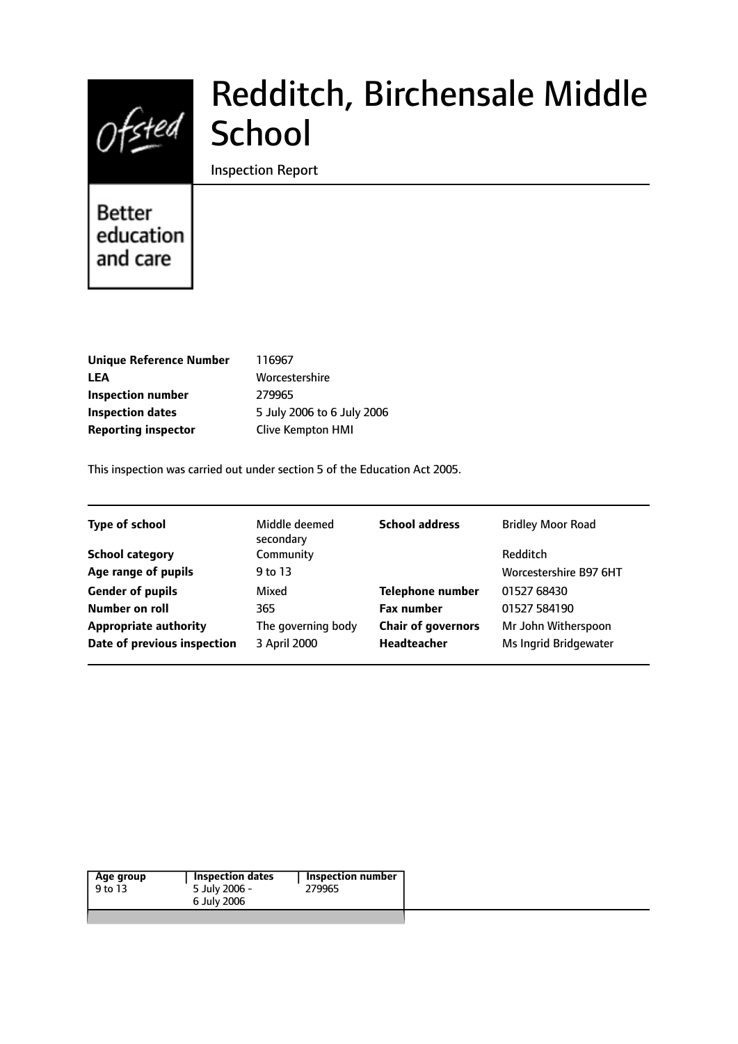# Redditch, Birchensale Middle School

Inspection Report

Better education and care

| | |
|---|---|
| **Unique Reference Number** | 116967 |
| **LEA** | Worcestershire |
| **Inspection number** | 279965 |
| **Inspection dates** | 5 July 2006 to 6 July 2006 |
| **Reporting inspector** | Clive Kempton HMI |

This inspection was carried out under section 5 of the Education Act 2005.

| | | | |
|---|---|---|---|
| **Type of school** | Middle deemed secondary | **School address** | Bridley Moor Road |
| **School category** | Community | | Redditch |
| **Age range of pupils** | 9 to 13 | | Worcestershire B97 6HT |
| **Gender of pupils** | Mixed | **Telephone number** | 01527 68430 |
| **Number on roll** | 365 | **Fax number** | 01527 584190 |
| **Appropriate authority** | The governing body | **Chair of governors** | Mr John Witherspoon |
| **Date of previous inspection** | 3 April 2000 | **Headteacher** | Ms Ingrid Bridgewater |

| Age group | Inspection dates | Inspection number |
|---|---|---|
| 9 to 13 | 5 July 2006 - 6 July 2006 | 279965 |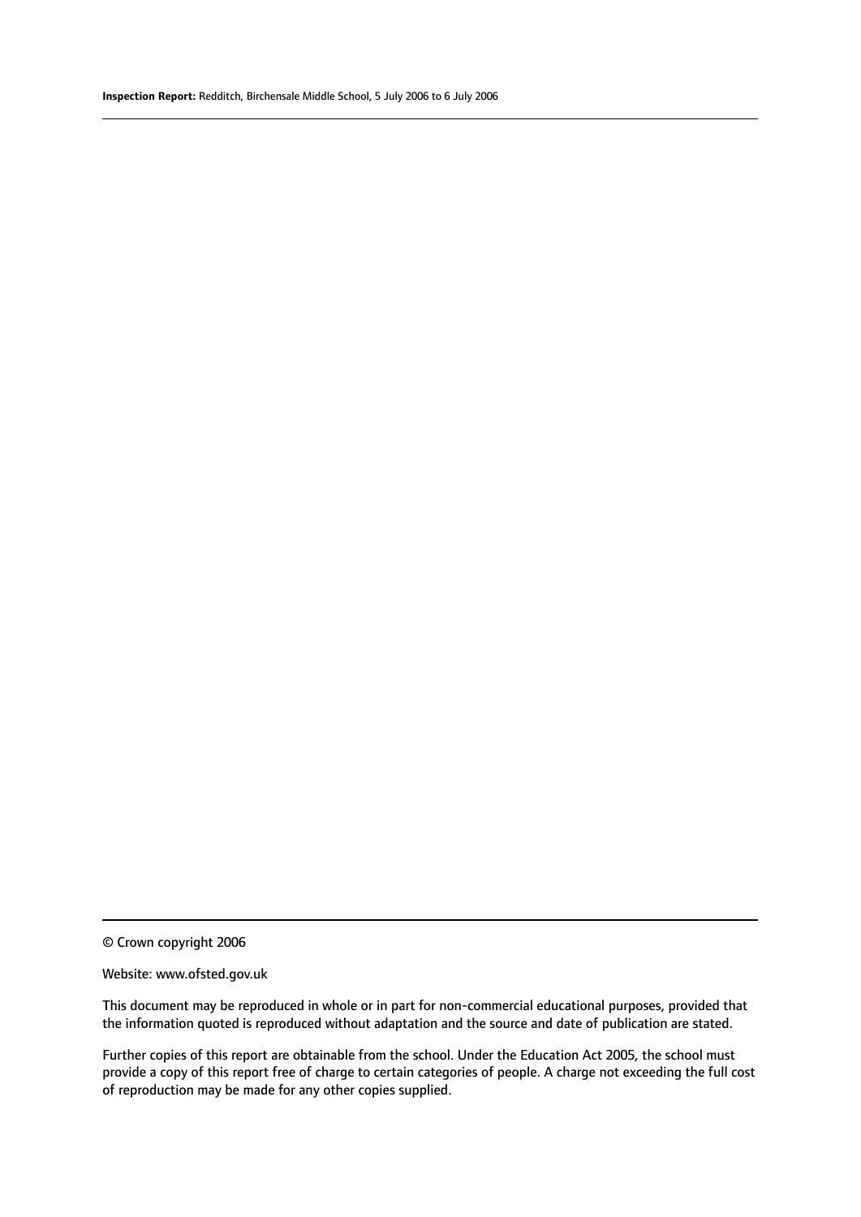© Crown copyright 2006

Website: www.ofsted.gov.uk

This document may be reproduced in whole or in part for non-commercial educational purposes, provided that the information quoted is reproduced without adaptation and the source and date of publication are stated.

Further copies of this report are obtainable from the school. Under the Education Act 2005, the school must provide a copy of this report free of charge to certain categories of people. A charge not exceeding the full cost of reproduction may be made for any other copies supplied.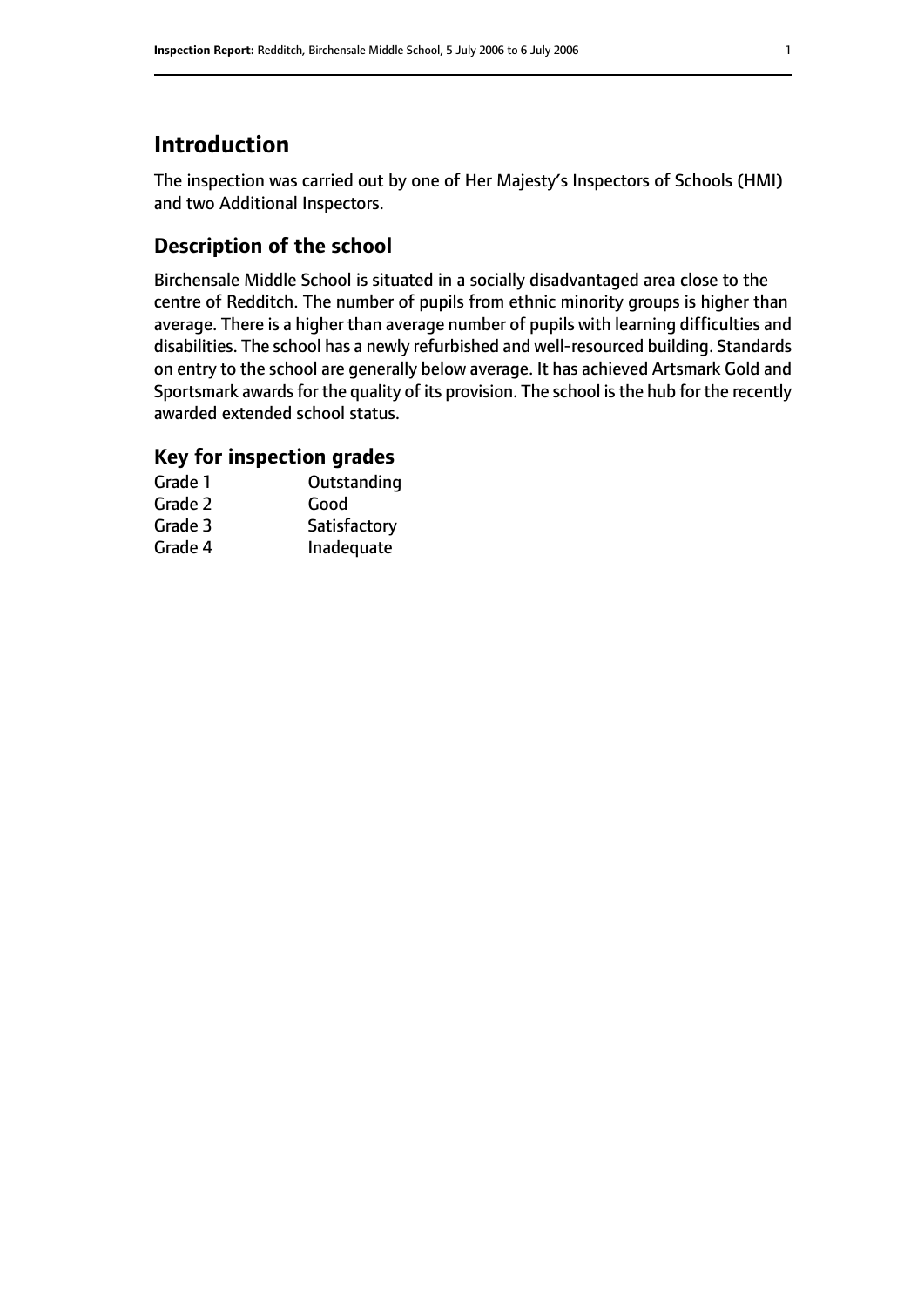# Introduction

The inspection was carried out by one of Her Majesty's Inspectors of Schools (HMI) and two Additional Inspectors.

## Description of the school

Birchensale Middle School is situated in a socially disadvantaged area close to the centre of Redditch. The number of pupils from ethnic minority groups is higher than average. There is a higher than average number of pupils with learning difficulties and disabilities. The school has a newly refurbished and well-resourced building. Standards on entry to the school are generally below average. It has achieved Artsmark Gold and Sportsmark awards for the quality of its provision. The school is the hub for the recently awarded extended school status.

## Key for inspection grades

| | |
|---|---|
| Grade 1 | Outstanding |
| Grade 2 | Good |
| Grade 3 | Satisfactory |
| Grade 4 | Inadequate |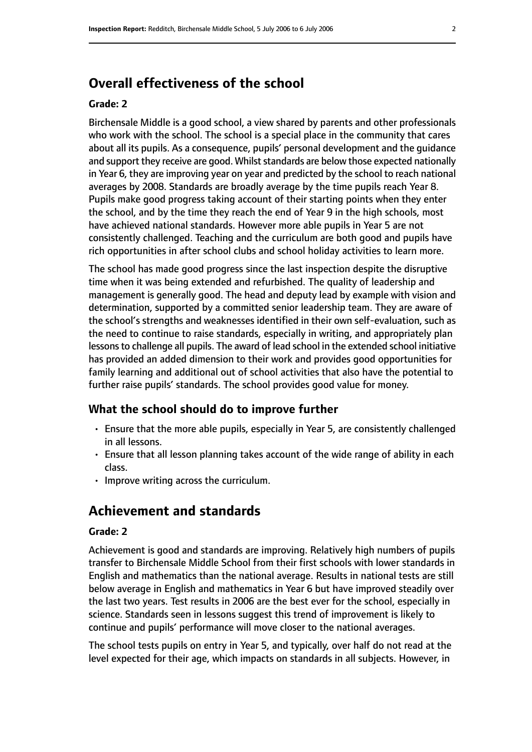# Overall effectiveness of the school

**Grade: 2**

Birchensale Middle is a good school, a view shared by parents and other professionals who work with the school. The school is a special place in the community that cares about all its pupils. As a consequence, pupils' personal development and the guidance and support they receive are good. Whilst standards are below those expected nationally in Year 6, they are improving year on year and predicted by the school to reach national averages by 2008. Standards are broadly average by the time pupils reach Year 8. Pupils make good progress taking account of their starting points when they enter the school, and by the time they reach the end of Year 9 in the high schools, most have achieved national standards. However more able pupils in Year 5 are not consistently challenged. Teaching and the curriculum are both good and pupils have rich opportunities in after school clubs and school holiday activities to learn more.

The school has made good progress since the last inspection despite the disruptive time when it was being extended and refurbished. The quality of leadership and management is generally good. The head and deputy lead by example with vision and determination, supported by a committed senior leadership team. They are aware of the school's strengths and weaknesses identified in their own self-evaluation, such as the need to continue to raise standards, especially in writing, and appropriately plan lessons to challenge all pupils. The award of lead school in the extended school initiative has provided an added dimension to their work and provides good opportunities for family learning and additional out of school activities that also have the potential to further raise pupils' standards. The school provides good value for money.

## What the school should do to improve further

- Ensure that the more able pupils, especially in Year 5, are consistently challenged in all lessons.
- Ensure that all lesson planning takes account of the wide range of ability in each class.
- Improve writing across the curriculum.

# Achievement and standards

**Grade: 2**

Achievement is good and standards are improving. Relatively high numbers of pupils transfer to Birchensale Middle School from their first schools with lower standards in English and mathematics than the national average. Results in national tests are still below average in English and mathematics in Year 6 but have improved steadily over the last two years. Test results in 2006 are the best ever for the school, especially in science. Standards seen in lessons suggest this trend of improvement is likely to continue and pupils' performance will move closer to the national averages.

The school tests pupils on entry in Year 5, and typically, over half do not read at the level expected for their age, which impacts on standards in all subjects. However, in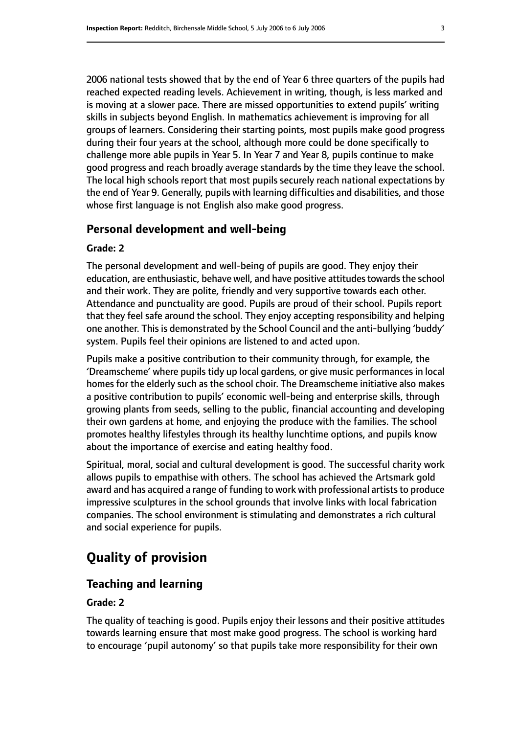2006 national tests showed that by the end of Year 6 three quarters of the pupils had reached expected reading levels. Achievement in writing, though, is less marked and is moving at a slower pace. There are missed opportunities to extend pupils' writing skills in subjects beyond English. In mathematics achievement is improving for all groups of learners. Considering their starting points, most pupils make good progress during their four years at the school, although more could be done specifically to challenge more able pupils in Year 5. In Year 7 and Year 8, pupils continue to make good progress and reach broadly average standards by the time they leave the school. The local high schools report that most pupils securely reach national expectations by the end of Year 9. Generally, pupils with learning difficulties and disabilities, and those whose first language is not English also make good progress.

### Personal development and well-being

#### Grade: 2

The personal development and well-being of pupils are good. They enjoy their education, are enthusiastic, behave well, and have positive attitudes towards the school and their work. They are polite, friendly and very supportive towards each other. Attendance and punctuality are good. Pupils are proud of their school. Pupils report that they feel safe around the school. They enjoy accepting responsibility and helping one another. This is demonstrated by the School Council and the anti-bullying 'buddy' system. Pupils feel their opinions are listened to and acted upon.

Pupils make a positive contribution to their community through, for example, the 'Dreamscheme' where pupils tidy up local gardens, or give music performances in local homes for the elderly such as the school choir. The Dreamscheme initiative also makes a positive contribution to pupils' economic well-being and enterprise skills, through growing plants from seeds, selling to the public, financial accounting and developing their own gardens at home, and enjoying the produce with the families. The school promotes healthy lifestyles through its healthy lunchtime options, and pupils know about the importance of exercise and eating healthy food.

Spiritual, moral, social and cultural development is good. The successful charity work allows pupils to empathise with others. The school has achieved the Artsmark gold award and has acquired a range of funding to work with professional artists to produce impressive sculptures in the school grounds that involve links with local fabrication companies. The school environment is stimulating and demonstrates a rich cultural and social experience for pupils.

## Quality of provision

### Teaching and learning

#### Grade: 2

The quality of teaching is good. Pupils enjoy their lessons and their positive attitudes towards learning ensure that most make good progress. The school is working hard to encourage 'pupil autonomy' so that pupils take more responsibility for their own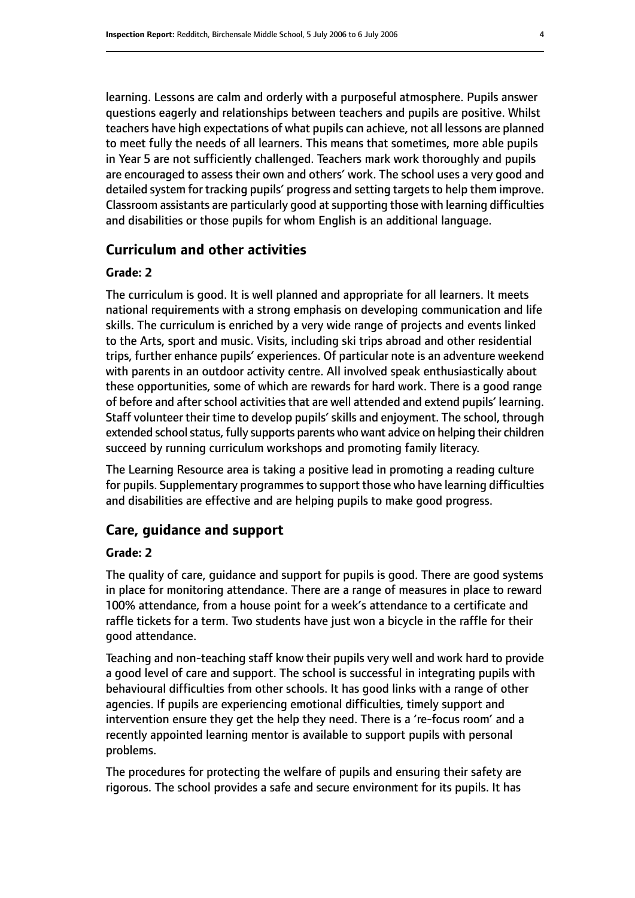learning. Lessons are calm and orderly with a purposeful atmosphere. Pupils answer questions eagerly and relationships between teachers and pupils are positive. Whilst teachers have high expectations of what pupils can achieve, not all lessons are planned to meet fully the needs of all learners. This means that sometimes, more able pupils in Year 5 are not sufficiently challenged. Teachers mark work thoroughly and pupils are encouraged to assess their own and others' work. The school uses a very good and detailed system for tracking pupils' progress and setting targets to help them improve. Classroom assistants are particularly good at supporting those with learning difficulties and disabilities or those pupils for whom English is an additional language.

## Curriculum and other activities

#### Grade: 2

The curriculum is good. It is well planned and appropriate for all learners. It meets national requirements with a strong emphasis on developing communication and life skills. The curriculum is enriched by a very wide range of projects and events linked to the Arts, sport and music. Visits, including ski trips abroad and other residential trips, further enhance pupils' experiences. Of particular note is an adventure weekend with parents in an outdoor activity centre. All involved speak enthusiastically about these opportunities, some of which are rewards for hard work. There is a good range of before and after school activities that are well attended and extend pupils' learning. Staff volunteer their time to develop pupils' skills and enjoyment. The school, through extended school status, fully supports parents who want advice on helping their children succeed by running curriculum workshops and promoting family literacy.

The Learning Resource area is taking a positive lead in promoting a reading culture for pupils. Supplementary programmes to support those who have learning difficulties and disabilities are effective and are helping pupils to make good progress.

## Care, guidance and support

#### Grade: 2

The quality of care, guidance and support for pupils is good. There are good systems in place for monitoring attendance. There are a range of measures in place to reward 100% attendance, from a house point for a week's attendance to a certificate and raffle tickets for a term. Two students have just won a bicycle in the raffle for their good attendance.

Teaching and non-teaching staff know their pupils very well and work hard to provide a good level of care and support. The school is successful in integrating pupils with behavioural difficulties from other schools. It has good links with a range of other agencies. If pupils are experiencing emotional difficulties, timely support and intervention ensure they get the help they need. There is a 're-focus room' and a recently appointed learning mentor is available to support pupils with personal problems.

The procedures for protecting the welfare of pupils and ensuring their safety are rigorous. The school provides a safe and secure environment for its pupils. It has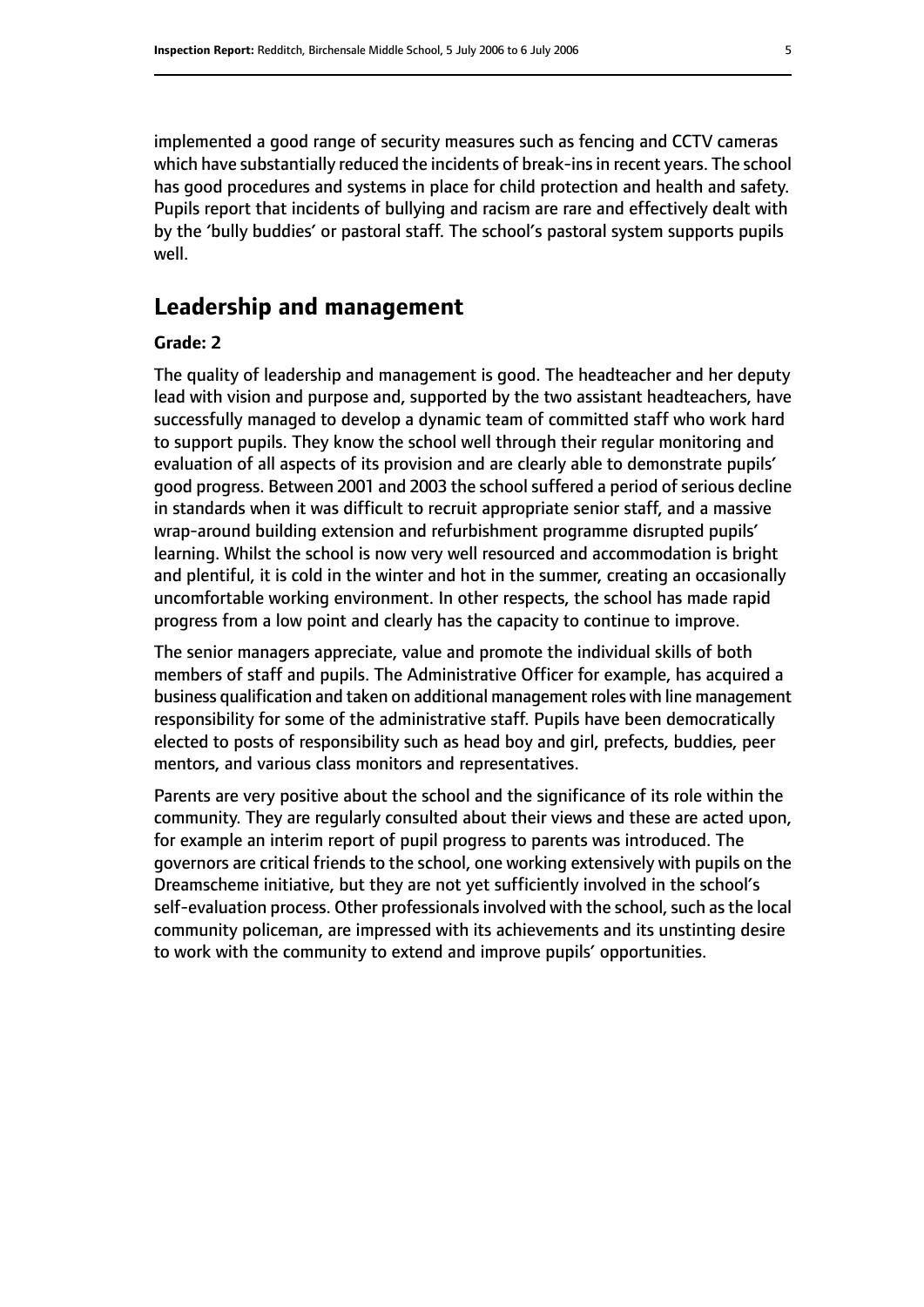implemented a good range of security measures such as fencing and CCTV cameras which have substantially reduced the incidents of break-ins in recent years. The school has good procedures and systems in place for child protection and health and safety. Pupils report that incidents of bullying and racism are rare and effectively dealt with by the 'bully buddies' or pastoral staff. The school's pastoral system supports pupils well.

## Leadership and management

**Grade: 2**

The quality of leadership and management is good. The headteacher and her deputy lead with vision and purpose and, supported by the two assistant headteachers, have successfully managed to develop a dynamic team of committed staff who work hard to support pupils. They know the school well through their regular monitoring and evaluation of all aspects of its provision and are clearly able to demonstrate pupils' good progress. Between 2001 and 2003 the school suffered a period of serious decline in standards when it was difficult to recruit appropriate senior staff, and a massive wrap-around building extension and refurbishment programme disrupted pupils' learning. Whilst the school is now very well resourced and accommodation is bright and plentiful, it is cold in the winter and hot in the summer, creating an occasionally uncomfortable working environment. In other respects, the school has made rapid progress from a low point and clearly has the capacity to continue to improve.

The senior managers appreciate, value and promote the individual skills of both members of staff and pupils. The Administrative Officer for example, has acquired a business qualification and taken on additional management roles with line management responsibility for some of the administrative staff. Pupils have been democratically elected to posts of responsibility such as head boy and girl, prefects, buddies, peer mentors, and various class monitors and representatives.

Parents are very positive about the school and the significance of its role within the community. They are regularly consulted about their views and these are acted upon, for example an interim report of pupil progress to parents was introduced. The governors are critical friends to the school, one working extensively with pupils on the Dreamscheme initiative, but they are not yet sufficiently involved in the school's self-evaluation process. Other professionals involved with the school, such as the local community policeman, are impressed with its achievements and its unstinting desire to work with the community to extend and improve pupils' opportunities.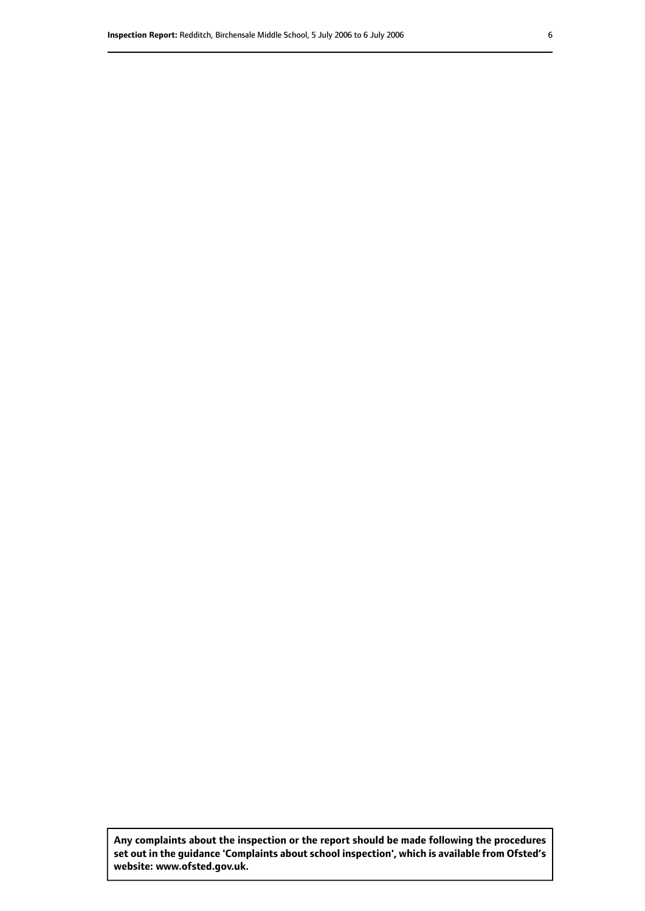**Any complaints about the inspection or the report should be made following the procedures set out in the guidance 'Complaints about school inspection', which is available from Ofsted's website: www.ofsted.gov.uk.**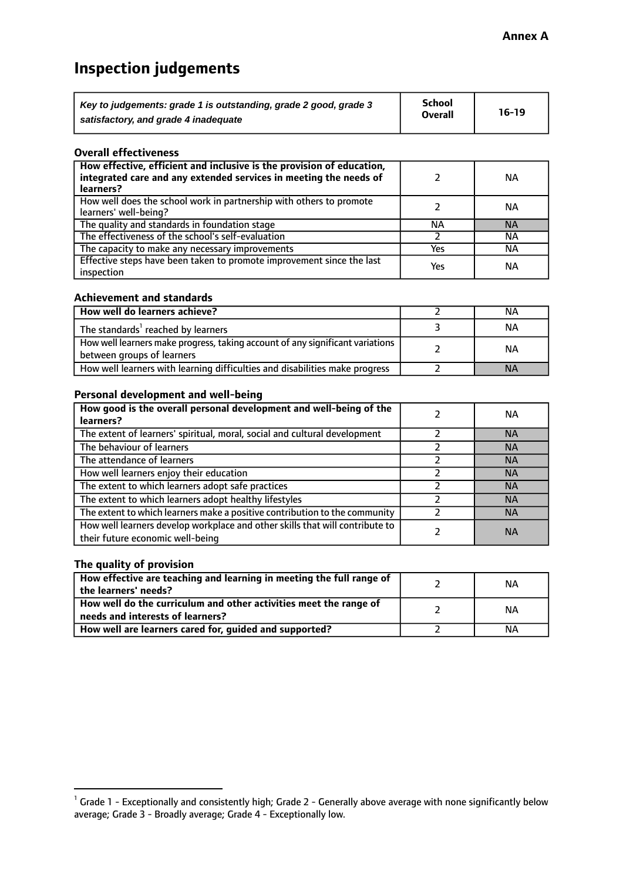**Annex A**

# Inspection judgements

| *Key to judgements: grade 1 is outstanding, grade 2 good, grade 3 satisfactory, and grade 4 inadequate* | School Overall | 16-19 |
|---|---|---|

### Overall effectiveness

| | | |
|---|---|---|
| **How effective, efficient and inclusive is the provision of education, integrated care and any extended services in meeting the needs of learners?** | 2 | NA |
| How well does the school work in partnership with others to promote learners' well-being? | 2 | NA |
| The quality and standards in foundation stage | NA | NA |
| The effectiveness of the school's self-evaluation | 2 | NA |
| The capacity to make any necessary improvements | Yes | NA |
| Effective steps have been taken to promote improvement since the last inspection | Yes | NA |

### Achievement and standards

| | | |
|---|---|---|
| **How well do learners achieve?** | 2 | NA |
| The standards[1] reached by learners | 3 | NA |
| How well learners make progress, taking account of any significant variations between groups of learners | 2 | NA |
| How well learners with learning difficulties and disabilities make progress | 2 | NA |

### Personal development and well-being

| | | |
|---|---|---|
| **How good is the overall personal development and well-being of the learners?** | 2 | NA |
| The extent of learners' spiritual, moral, social and cultural development | 2 | NA |
| The behaviour of learners | 2 | NA |
| The attendance of learners | 2 | NA |
| How well learners enjoy their education | 2 | NA |
| The extent to which learners adopt safe practices | 2 | NA |
| The extent to which learners adopt healthy lifestyles | 2 | NA |
| The extent to which learners make a positive contribution to the community | 2 | NA |
| How well learners develop workplace and other skills that will contribute to their future economic well-being | 2 | NA |

### The quality of provision

| | | |
|---|---|---|
| **How effective are teaching and learning in meeting the full range of the learners' needs?** | 2 | NA |
| **How well do the curriculum and other activities meet the range of needs and interests of learners?** | 2 | NA |
| **How well are learners cared for, guided and supported?** | 2 | NA |

[1] Grade 1 - Exceptionally and consistently high; Grade 2 - Generally above average with none significantly below average; Grade 3 - Broadly average; Grade 4 - Exceptionally low.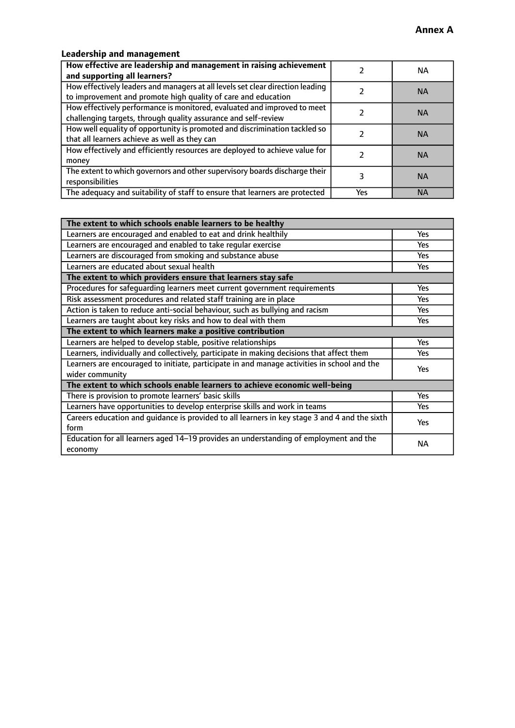**Annex A**

### Leadership and management

| How effective are leadership and management in raising achievement and supporting all learners? | 2 | NA |
|---|---|---|
| How effectively leaders and managers at all levels set clear direction leading to improvement and promote high quality of care and education | 2 | NA |
| How effectively performance is monitored, evaluated and improved to meet challenging targets, through quality assurance and self-review | 2 | NA |
| How well equality of opportunity is promoted and discrimination tackled so that all learners achieve as well as they can | 2 | NA |
| How effectively and efficiently resources are deployed to achieve value for money | 2 | NA |
| The extent to which governors and other supervisory boards discharge their responsibilities | 3 | NA |
| The adequacy and suitability of staff to ensure that learners are protected | Yes | NA |

| **The extent to which schools enable learners to be healthy** | |
|---|---|
| Learners are encouraged and enabled to eat and drink healthily | Yes |
| Learners are encouraged and enabled to take regular exercise | Yes |
| Learners are discouraged from smoking and substance abuse | Yes |
| Learners are educated about sexual health | Yes |
| **The extent to which providers ensure that learners stay safe** | |
| Procedures for safeguarding learners meet current government requirements | Yes |
| Risk assessment procedures and related staff training are in place | Yes |
| Action is taken to reduce anti-social behaviour, such as bullying and racism | Yes |
| Learners are taught about key risks and how to deal with them | Yes |
| **The extent to which learners make a positive contribution** | |
| Learners are helped to develop stable, positive relationships | Yes |
| Learners, individually and collectively, participate in making decisions that affect them | Yes |
| Learners are encouraged to initiate, participate in and manage activities in school and the wider community | Yes |
| **The extent to which schools enable learners to achieve economic well-being** | |
| There is provision to promote learners' basic skills | Yes |
| Learners have opportunities to develop enterprise skills and work in teams | Yes |
| Careers education and guidance is provided to all learners in key stage 3 and 4 and the sixth form | Yes |
| Education for all learners aged 14–19 provides an understanding of employment and the economy | NA |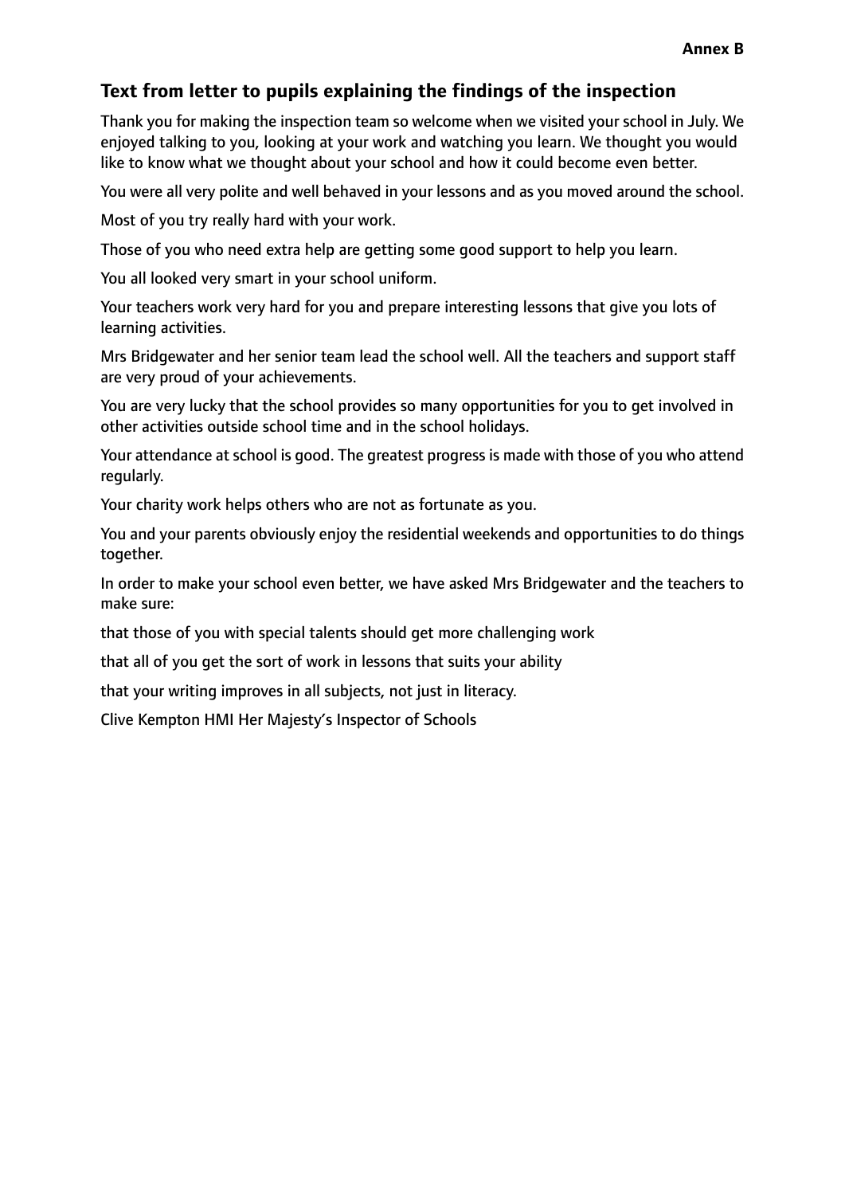Annex B

## Text from letter to pupils explaining the findings of the inspection

Thank you for making the inspection team so welcome when we visited your school in July. We enjoyed talking to you, looking at your work and watching you learn. We thought you would like to know what we thought about your school and how it could become even better.

You were all very polite and well behaved in your lessons and as you moved around the school.

Most of you try really hard with your work.

Those of you who need extra help are getting some good support to help you learn.

You all looked very smart in your school uniform.

Your teachers work very hard for you and prepare interesting lessons that give you lots of learning activities.

Mrs Bridgewater and her senior team lead the school well. All the teachers and support staff are very proud of your achievements.

You are very lucky that the school provides so many opportunities for you to get involved in other activities outside school time and in the school holidays.

Your attendance at school is good. The greatest progress is made with those of you who attend regularly.

Your charity work helps others who are not as fortunate as you.

You and your parents obviously enjoy the residential weekends and opportunities to do things together.

In order to make your school even better, we have asked Mrs Bridgewater and the teachers to make sure:

that those of you with special talents should get more challenging work

that all of you get the sort of work in lessons that suits your ability

that your writing improves in all subjects, not just in literacy.

Clive Kempton HMI Her Majesty's Inspector of Schools